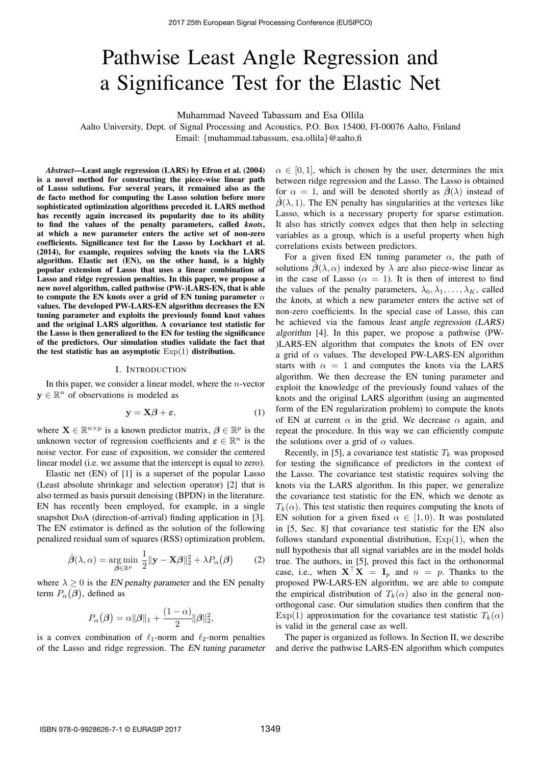# Pathwise Least Angle Regression and a Significance Test for the Elastic Net

Muhammad Naveed Tabassum and Esa Ollila

Aalto University, Dept. of Signal Processing and Acoustics, P.O. Box 15400, FI-00076 Aalto, Finland

Email: {muhammad.tabassum, esa.ollila}@aalto.fi

***Abstract*—Least angle regression (LARS) by Efron et al. (2004) is a novel method for constructing the piece-wise linear path of Lasso solutions. For several years, it remained also as the de facto method for computing the Lasso solution before more sophisticated optimization algorithms preceded it. LARS method has recently again increased its popularity due to its ability to find the values of the penalty parameters, called *knots*, at which a new parameter enters the active set of non-zero coefficients. Significance test for the Lasso by Lockhart et al. (2014), for example, requires solving the knots via the LARS algorithm. Elastic net (EN), on the other hand, is a highly popular extension of Lasso that uses a linear combination of Lasso and ridge regression penalties. In this paper, we propose a new novel algorithm, called pathwise (PW-)LARS-EN, that is able to compute the EN knots over a grid of EN tuning parameter $\alpha$ values. The developed PW-LARS-EN algorithm decreases the EN tuning parameter and exploits the previously found knot values and the original LARS algorithm. A covariance test statistic for the Lasso is then generalized to the EN for testing the significance of the predictors. Our simulation studies validate the fact that the test statistic has an asymptotic $\mathrm{Exp}(1)$ distribution.**

## I. Introduction

In this paper, we consider a linear model, where the $n$-vector $\mathbf{y} \in \mathbb{R}^n$ of observations is modeled as

$$\mathbf{y} = \mathbf{X}\boldsymbol{\beta} + \boldsymbol{\varepsilon}, \tag{1}$$

where $\mathbf{X} \in \mathbb{R}^{n \times p}$ is a known predictor matrix, $\boldsymbol{\beta} \in \mathbb{R}^p$ is the unknown vector of regression coefficients and $\boldsymbol{\varepsilon} \in \mathbb{R}^n$ is the noise vector. For ease of exposition, we consider the centered linear model (i.e. we assume that the intercept is equal to zero).

Elastic net (EN) of [1] is a superset of the popular Lasso (Least absolute shrinkage and selection operator) [2] that is also termed as basis pursuit denoising (BPDN) in the literature. EN has recently been employed, for example, in a single snapshot DoA (direction-of-arrival) finding application in [3]. The EN estimator is defined as the solution of the following penalized residual sum of squares (RSS) optimization problem,

$$\hat{\boldsymbol{\beta}}(\lambda, \alpha) = \underset{\boldsymbol{\beta} \in \mathbb{R}^p}{\arg\min} \ \frac{1}{2}\|\mathbf{y} - \mathbf{X}\boldsymbol{\beta}\|_2^2 + \lambda P_\alpha(\boldsymbol{\beta}) \tag{2}$$

where $\lambda \geq 0$ is the *EN penalty parameter* and the EN penalty term $P_\alpha(\boldsymbol{\beta})$, defined as

$$P_\alpha(\boldsymbol{\beta}) = \alpha\|\boldsymbol{\beta}\|_1 + \frac{(1-\alpha)}{2}\|\boldsymbol{\beta}\|_2^2,$$

is a convex combination of $\ell_1$-norm and $\ell_2$-norm penalties of the Lasso and ridge regression. The *EN tuning parameter* $\alpha \in [0, 1]$, which is chosen by the user, determines the mix between ridge regression and the Lasso. The Lasso is obtained for $\alpha = 1$, and will be denoted shortly as $\hat{\boldsymbol{\beta}}(\lambda)$ instead of $\hat{\boldsymbol{\beta}}(\lambda, 1)$. The EN penalty has singularities at the vertexes like Lasso, which is a necessary property for sparse estimation. It also has strictly convex edges that then help in selecting variables as a group, which is a useful property when high correlations exists between predictors.

For a given fixed EN tuning parameter $\alpha$, the path of solutions $\hat{\boldsymbol{\beta}}(\lambda, \alpha)$ indexed by $\lambda$ are also piece-wise linear as in the case of Lasso ($\alpha = 1$). It is then of interest to find the values of the penalty parameters, $\lambda_0, \lambda_1, \ldots, \lambda_K$, called the *knots*, at which a new parameter enters the active set of non-zero coefficients. In the special case of Lasso, this can be achieved via the famous *least angle regression (LARS) algorithm* [4]. In this paper, we propose a pathwise (PW-)LARS-EN algorithm that computes the knots of EN over a grid of $\alpha$ values. The developed PW-LARS-EN algorithm starts with $\alpha = 1$ and computes the knots via the LARS algorithm. We then decrease the EN tuning parameter and exploit the knowledge of the previously found values of the knots and the original LARS algorithm (using an augmented form of the EN regularization problem) to compute the knots of EN at current $\alpha$ in the grid. We decrease $\alpha$ again, and repeat the procedure. In this way we can efficiently compute the solutions over a grid of $\alpha$ values.

Recently, in [5], a covariance test statistic $T_k$ was proposed for testing the significance of predictors in the context of the Lasso. The covariance test statistic requires solving the knots via the LARS algorithm. In this paper, we generalize the covariance test statistic for the EN, which we denote as $T_k(\alpha)$. This test statistic then requires computing the knots of EN solution for a given fixed $\alpha \in [1, 0)$. It was postulated in [5, Sec. 8] that covariance test statistic for the EN also follows standard exponential distribution, $\mathrm{Exp}(1)$, when the null hypothesis that all signal variables are in the model holds true. The authors, in [5], proved this fact in the orthonormal case, i.e., when $\mathbf{X}^\top\mathbf{X} = \mathbf{I}_p$ and $n = p$. Thanks to the proposed PW-LARS-EN algorithm, we are able to compute the empirical distribution of $T_k(\alpha)$ also in the general non-orthogonal case. Our simulation studies then confirm that the $\mathrm{Exp}(1)$ approximation for the covariance test statistic $T_k(\alpha)$ is valid in the general case as well.

The paper is organized as follows. In Section II, we describe and derive the pathwise LARS-EN algorithm which computes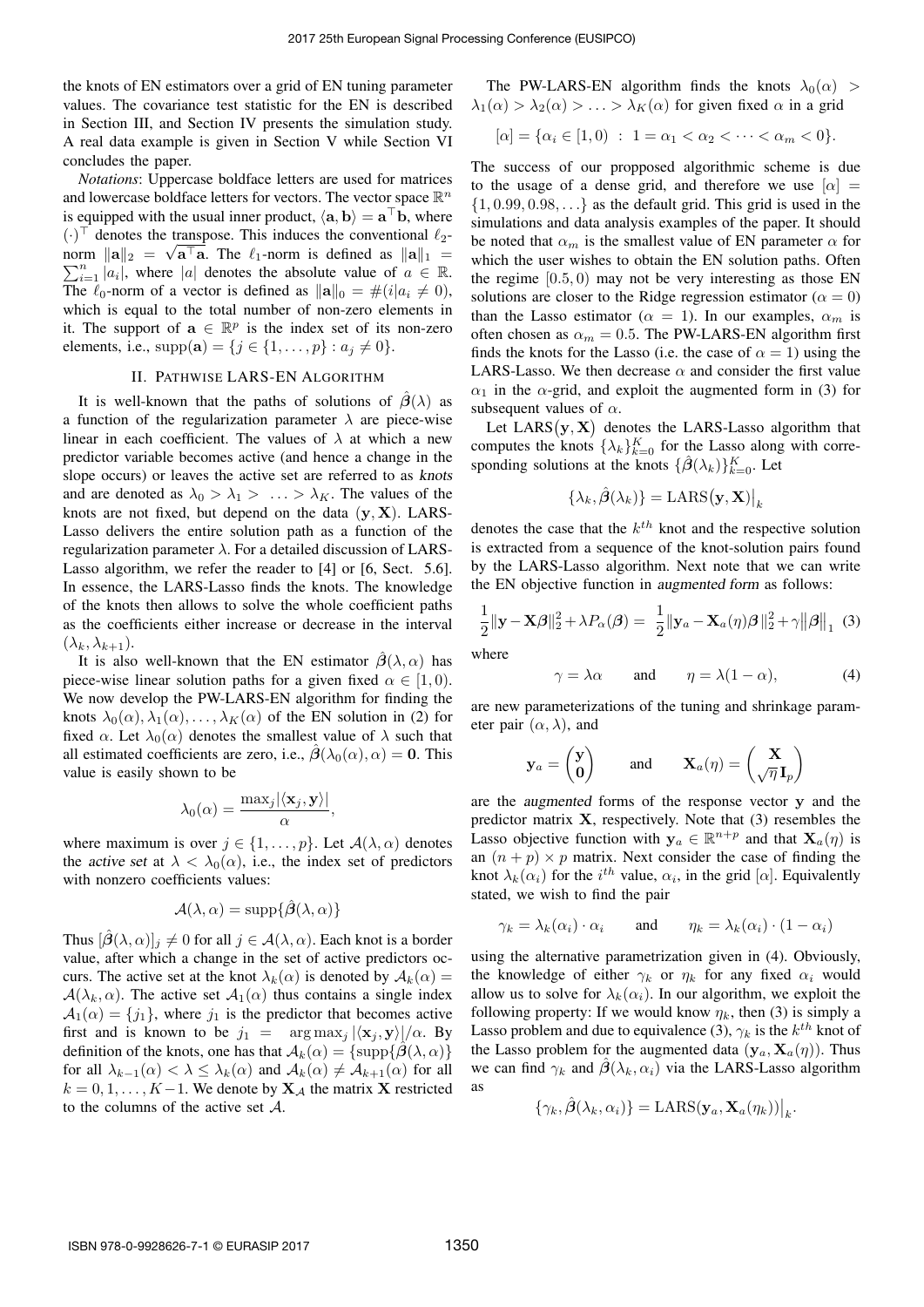the knots of EN estimators over a grid of EN tuning parameter values. The covariance test statistic for the EN is described in Section III, and Section IV presents the simulation study. A real data example is given in Section V while Section VI concludes the paper.

*Notations*: Uppercase boldface letters are used for matrices and lowercase boldface letters for vectors. The vector space $\mathbb{R}^n$ is equipped with the usual inner product, $\langle \mathbf{a}, \mathbf{b} \rangle = \mathbf{a}^\top \mathbf{b}$, where $(\cdot)^\top$ denotes the transpose. This induces the conventional $\ell_2$-norm $\|\mathbf{a}\|_2 = \sqrt{\mathbf{a}^\top \mathbf{a}}$. The $\ell_1$-norm is defined as $\|\mathbf{a}\|_1 = \sum_{i=1}^n |a_i|$, where $|a|$ denotes the absolute value of $a \in \mathbb{R}$. The $\ell_0$-norm of a vector is defined as $\|\mathbf{a}\|_0 = \#(i|a_i \neq 0)$, which is equal to the total number of non-zero elements in it. The support of $\mathbf{a} \in \mathbb{R}^p$ is the index set of its non-zero elements, i.e., $\text{supp}(\mathbf{a}) = \{j \in \{1, \ldots, p\} : a_j \neq 0\}$.

## II. Pathwise LARS-EN Algorithm

It is well-known that the paths of solutions of $\hat{\boldsymbol{\beta}}(\lambda)$ as a function of the regularization parameter $\lambda$ are piece-wise linear in each coefficient. The values of $\lambda$ at which a new predictor variable becomes active (and hence a change in the slope occurs) or leaves the active set are referred to as *knots* and are denoted as $\lambda_0 > \lambda_1 > \ldots > \lambda_K$. The values of the knots are not fixed, but depend on the data $(\mathbf{y}, \mathbf{X})$. LARS-Lasso delivers the entire solution path as a function of the regularization parameter $\lambda$. For a detailed discussion of LARS-Lasso algorithm, we refer the reader to [4] or [6, Sect. 5.6]. In essence, the LARS-Lasso finds the knots. The knowledge of the knots then allows to solve the whole coefficient paths as the coefficients either increase or decrease in the interval $(\lambda_k, \lambda_{k+1})$.

It is also well-known that the EN estimator $\hat{\boldsymbol{\beta}}(\lambda, \alpha)$ has piece-wise linear solution paths for a given fixed $\alpha \in [1, 0)$. We now develop the PW-LARS-EN algorithm for finding the knots $\lambda_0(\alpha), \lambda_1(\alpha), \ldots, \lambda_K(\alpha)$ of the EN solution in (2) for fixed $\alpha$. Let $\lambda_0(\alpha)$ denotes the smallest value of $\lambda$ such that all estimated coefficients are zero, i.e., $\hat{\boldsymbol{\beta}}(\lambda_0(\alpha), \alpha) = \mathbf{0}$. This value is easily shown to be

$$\lambda_0(\alpha) = \frac{\max_j |\langle \mathbf{x}_j, \mathbf{y} \rangle|}{\alpha},$$

where maximum is over $j \in \{1, \ldots, p\}$. Let $\mathcal{A}(\lambda, \alpha)$ denotes the *active set* at $\lambda < \lambda_0(\alpha)$, i.e., the index set of predictors with nonzero coefficients values:

$$\mathcal{A}(\lambda, \alpha) = \text{supp}\{\hat{\boldsymbol{\beta}}(\lambda, \alpha)\}$$

Thus $[\hat{\boldsymbol{\beta}}(\lambda, \alpha)]_j \neq 0$ for all $j \in \mathcal{A}(\lambda, \alpha)$. Each knot is a border value, after which a change in the set of active predictors occurs. The active set at the knot $\lambda_k(\alpha)$ is denoted by $\mathcal{A}_k(\alpha) = \mathcal{A}(\lambda_k, \alpha)$. The active set $\mathcal{A}_1(\alpha)$ thus contains a single index $\mathcal{A}_1(\alpha) = \{j_1\}$, where $j_1$ is the predictor that becomes active first and is known to be $j_1 = \arg\max_j |\langle \mathbf{x}_j, \mathbf{y} \rangle|/\alpha$. By definition of the knots, one has that $\mathcal{A}_k(\alpha) = \{\text{supp}\{\hat{\boldsymbol{\beta}}(\lambda, \alpha)\}$ for all $\lambda_{k-1}(\alpha) < \lambda \leq \lambda_k(\alpha)$ and $\mathcal{A}_k(\alpha) \neq \mathcal{A}_{k+1}(\alpha)$ for all $k = 0, 1, \ldots, K-1$. We denote by $\mathbf{X}_{\mathcal{A}}$ the matrix $\mathbf{X}$ restricted to the columns of the active set $\mathcal{A}$.

The PW-LARS-EN algorithm finds the knots $\lambda_0(\alpha) > \lambda_1(\alpha) > \lambda_2(\alpha) > \ldots > \lambda_K(\alpha)$ for given fixed $\alpha$ in a grid

$$[\alpha] = \{\alpha_i \in [1, 0) \; : \; 1 = \alpha_1 < \alpha_2 < \cdots < \alpha_m < 0\}.$$

The success of our propposed algorithmic scheme is due to the usage of a dense grid, and therefore we use $[\alpha] = \{1, 0.99, 0.98, \ldots\}$ as the default grid. This grid is used in the simulations and data analysis examples of the paper. It should be noted that $\alpha_m$ is the smallest value of EN parameter $\alpha$ for which the user wishes to obtain the EN solution paths. Often the regime $[0.5, 0)$ may not be very interesting as those EN solutions are closer to the Ridge regression estimator ($\alpha = 0$) than the Lasso estimator ($\alpha = 1$). In our examples, $\alpha_m$ is often chosen as $\alpha_m = 0.5$. The PW-LARS-EN algorithm first finds the knots for the Lasso (i.e. the case of $\alpha = 1$) using the LARS-Lasso. We then decrease $\alpha$ and consider the first value $\alpha_1$ in the $\alpha$-grid, and exploit the augmented form in (3) for subsequent values of $\alpha$.

Let $\text{LARS}(\mathbf{y}, \mathbf{X})$ denotes the LARS-Lasso algorithm that computes the knots $\{\lambda_k\}_{k=0}^K$ for the Lasso along with corresponding solutions at the knots $\{\hat{\boldsymbol{\beta}}(\lambda_k)\}_{k=0}^K$. Let

$$\{\lambda_k, \hat{\boldsymbol{\beta}}(\lambda_k)\} = \text{LARS}(\mathbf{y}, \mathbf{X})\big|_k$$

denotes the case that the $k^{th}$ knot and the respective solution is extracted from a sequence of the knot-solution pairs found by the LARS-Lasso algorithm. Next note that we can write the EN objective function in *augmented form* as follows:

$$\frac{1}{2}\|\mathbf{y} - \mathbf{X}\boldsymbol{\beta}\|_2^2 + \lambda P_\alpha(\boldsymbol{\beta}) = \frac{1}{2}\|\mathbf{y}_a - \mathbf{X}_a(\eta)\boldsymbol{\beta}\|_2^2 + \gamma\|\boldsymbol{\beta}\|_1 \quad (3)$$

where

$$\gamma = \lambda\alpha \qquad \text{and} \qquad \eta = \lambda(1 - \alpha), \quad (4)$$

are new parameterizations of the tuning and shrinkage parameter pair $(\alpha, \lambda)$, and

$$\mathbf{y}_a = \begin{pmatrix} \mathbf{y} \\ \mathbf{0} \end{pmatrix} \qquad \text{and} \qquad \mathbf{X}_a(\eta) = \begin{pmatrix} \mathbf{X} \\ \sqrt{\eta}\,\mathbf{I}_p \end{pmatrix}$$

are the *augmented* forms of the response vector $\mathbf{y}$ and the predictor matrix $\mathbf{X}$, respectively. Note that (3) resembles the Lasso objective function with $\mathbf{y}_a \in \mathbb{R}^{n+p}$ and that $\mathbf{X}_a(\eta)$ is an $(n+p) \times p$ matrix. Next consider the case of finding the knot $\lambda_k(\alpha_i)$ for the $i^{th}$ value, $\alpha_i$, in the grid $[\alpha]$. Equivalently stated, we wish to find the pair

$$\gamma_k = \lambda_k(\alpha_i) \cdot \alpha_i \qquad \text{and} \qquad \eta_k = \lambda_k(\alpha_i) \cdot (1 - \alpha_i)$$

using the alternative parametrization given in (4). Obviously, the knowledge of either $\gamma_k$ or $\eta_k$ for any fixed $\alpha_i$ would allow us to solve for $\lambda_k(\alpha_i)$. In our algorithm, we exploit the following property: If we would know $\eta_k$, then (3) is simply a Lasso problem and due to equivalence (3), $\gamma_k$ is the $k^{th}$ knot of the Lasso problem for the augmented data $(\mathbf{y}_a, \mathbf{X}_a(\eta))$. Thus we can find $\gamma_k$ and $\hat{\boldsymbol{\beta}}(\lambda_k, \alpha_i)$ via the LARS-Lasso algorithm as

$$\{\gamma_k, \hat{\boldsymbol{\beta}}(\lambda_k, \alpha_i)\} = \text{LARS}(\mathbf{y}_a, \mathbf{X}_a(\eta_k))\big|_k.$$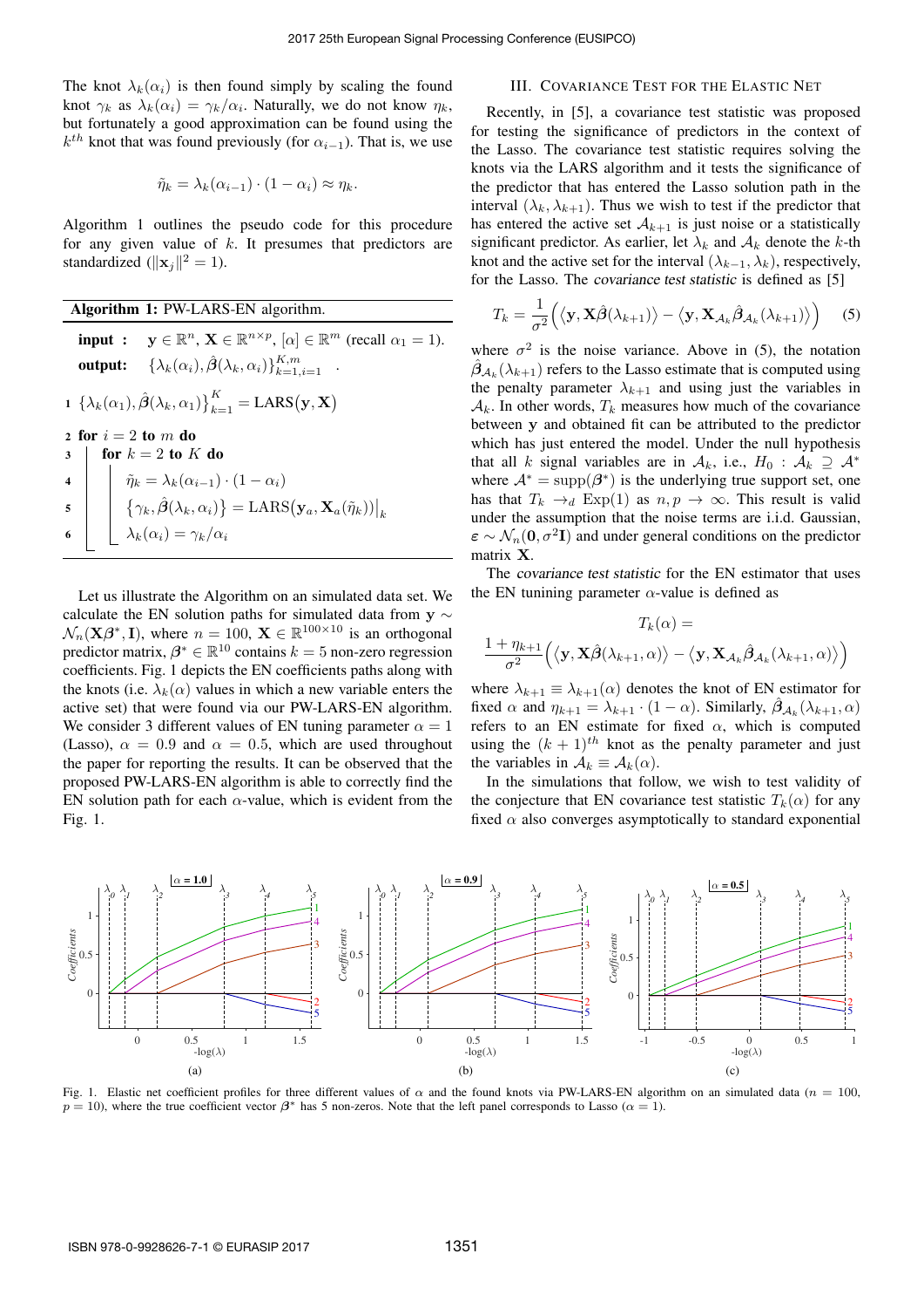The knot $\lambda_k(\alpha_i)$ is then found simply by scaling the found knot $\gamma_k$ as $\lambda_k(\alpha_i) = \gamma_k/\alpha_i$. Naturally, we do not know $\eta_k$, but fortunately a good approximation can be found using the $k^{th}$ knot that was found previously (for $\alpha_{i-1}$). That is, we use

$$\tilde{\eta}_k = \lambda_k(\alpha_{i-1}) \cdot (1 - \alpha_i) \approx \eta_k.$$

Algorithm 1 outlines the pseudo code for this procedure for any given value of $k$. It presumes that predictors are standardized ($\|\mathbf{x}_j\|^2 = 1$).

**Algorithm 1:** PW-LARS-EN algorithm.

**input :** $\mathbf{y} \in \mathbb{R}^n$, $\mathbf{X} \in \mathbb{R}^{n \times p}$, $[\alpha] \in \mathbb{R}^m$ (recall $\alpha_1 = 1$).

**output:** $\{\lambda_k(\alpha_i), \hat{\boldsymbol{\beta}}(\lambda_k, \alpha_i)\}_{k=1,i=1}^{K,m}$ .

```
1  {λ_k(α_1), β̂(λ_k, α_1)}_{k=1}^{K} = LARS(y, X)
2  for i = 2 to m do
3  |  for k = 2 to K do
4  |  |  η̃_k = λ_k(α_{i-1}) · (1 − α_i)
5  |  |  {γ_k, β̂(λ_k, α_i)} = LARS(y_a, X_a(η̃_k))|_k
6  |  |  λ_k(α_i) = γ_k/α_i
```

Let us illustrate the Algorithm on an simulated data set. We calculate the EN solution paths for simulated data from $\mathbf{y} \sim \mathcal{N}_n(\mathbf{X}\boldsymbol{\beta}^*, \mathbf{I})$, where $n = 100$, $\mathbf{X} \in \mathbb{R}^{100 \times 10}$ is an orthogonal predictor matrix, $\boldsymbol{\beta}^* \in \mathbb{R}^{10}$ contains $k = 5$ non-zero regression coefficients. Fig. 1 depicts the EN coefficients paths along with the knots (i.e. $\lambda_k(\alpha)$ values in which a new variable enters the active set) that were found via our PW-LARS-EN algorithm. We consider 3 different values of EN tuning parameter $\alpha = 1$ (Lasso), $\alpha = 0.9$ and $\alpha = 0.5$, which are used throughout the paper for reporting the results. It can be observed that the proposed PW-LARS-EN algorithm is able to correctly find the EN solution path for each $\alpha$-value, which is evident from the Fig. 1.

## III. Covariance Test for the Elastic Net

Recently, in [5], a covariance test statistic was proposed for testing the significance of predictors in the context of the Lasso. The covariance test statistic requires solving the knots via the LARS algorithm and it tests the significance of the predictor that has entered the Lasso solution path in the interval $(\lambda_k, \lambda_{k+1})$. Thus we wish to test if the predictor that has entered the active set $\mathcal{A}_{k+1}$ is just noise or a statistically significant predictor. As earlier, let $\lambda_k$ and $\mathcal{A}_k$ denote the $k$-th knot and the active set for the interval $(\lambda_{k-1}, \lambda_k)$, respectively, for the Lasso. The *covariance test statistic* is defined as [5]

$$T_k = \frac{1}{\sigma^2}\Big(\big\langle \mathbf{y}, \mathbf{X}\hat{\boldsymbol{\beta}}(\lambda_{k+1})\big\rangle - \big\langle \mathbf{y}, \mathbf{X}_{\mathcal{A}_k}\hat{\boldsymbol{\beta}}_{\mathcal{A}_k}(\lambda_{k+1})\big\rangle\Big) \quad (5)$$

where $\sigma^2$ is the noise variance. Above in (5), the notation $\hat{\boldsymbol{\beta}}_{\mathcal{A}_k}(\lambda_{k+1})$ refers to the Lasso estimate that is computed using the penalty parameter $\lambda_{k+1}$ and using just the variables in $\mathcal{A}_k$. In other words, $T_k$ measures how much of the covariance between $\mathbf{y}$ and obtained fit can be attributed to the predictor which has just entered the model. Under the null hypothesis that all $k$ signal variables are in $\mathcal{A}_k$, i.e., $H_0 : \mathcal{A}_k \supseteq \mathcal{A}^*$ where $\mathcal{A}^* = \text{supp}(\boldsymbol{\beta}^*)$ is the underlying true support set, one has that $T_k \to_d \text{Exp}(1)$ as $n, p \to \infty$. This result is valid under the assumption that the noise terms are i.i.d. Gaussian, $\boldsymbol{\varepsilon} \sim \mathcal{N}_n(\mathbf{0}, \sigma^2\mathbf{I})$ and under general conditions on the predictor matrix $\mathbf{X}$.

The *covariance test statistic* for the EN estimator that uses the EN tunining parameter $\alpha$-value is defined as

$$T_k(\alpha) = \frac{1 + \eta_{k+1}}{\sigma^2}\Big(\big\langle \mathbf{y}, \mathbf{X}\hat{\boldsymbol{\beta}}(\lambda_{k+1}, \alpha)\big\rangle - \big\langle \mathbf{y}, \mathbf{X}_{\mathcal{A}_k}\hat{\boldsymbol{\beta}}_{\mathcal{A}_k}(\lambda_{k+1}, \alpha)\big\rangle\Big)$$

where $\lambda_{k+1} \equiv \lambda_{k+1}(\alpha)$ denotes the knot of EN estimator for fixed $\alpha$ and $\eta_{k+1} = \lambda_{k+1} \cdot (1 - \alpha)$. Similarly, $\hat{\boldsymbol{\beta}}_{\mathcal{A}_k}(\lambda_{k+1}, \alpha)$ refers to an EN estimate for fixed $\alpha$, which is computed using the $(k+1)^{th}$ knot as the penalty parameter and just the variables in $\mathcal{A}_k \equiv \mathcal{A}_k(\alpha)$.

In the simulations that follow, we wish to test validity of the conjecture that EN covariance test statistic $T_k(\alpha)$ for any fixed $\alpha$ also converges asymptotically to standard exponential

Fig. 1. Elastic net coefficient profiles for three different values of $\alpha$ and the found knots via PW-LARS-EN algorithm on an simulated data ($n = 100$, $p = 10$), where the true coefficient vector $\boldsymbol{\beta}^*$ has 5 non-zeros. Note that the left panel corresponds to Lasso ($\alpha = 1$).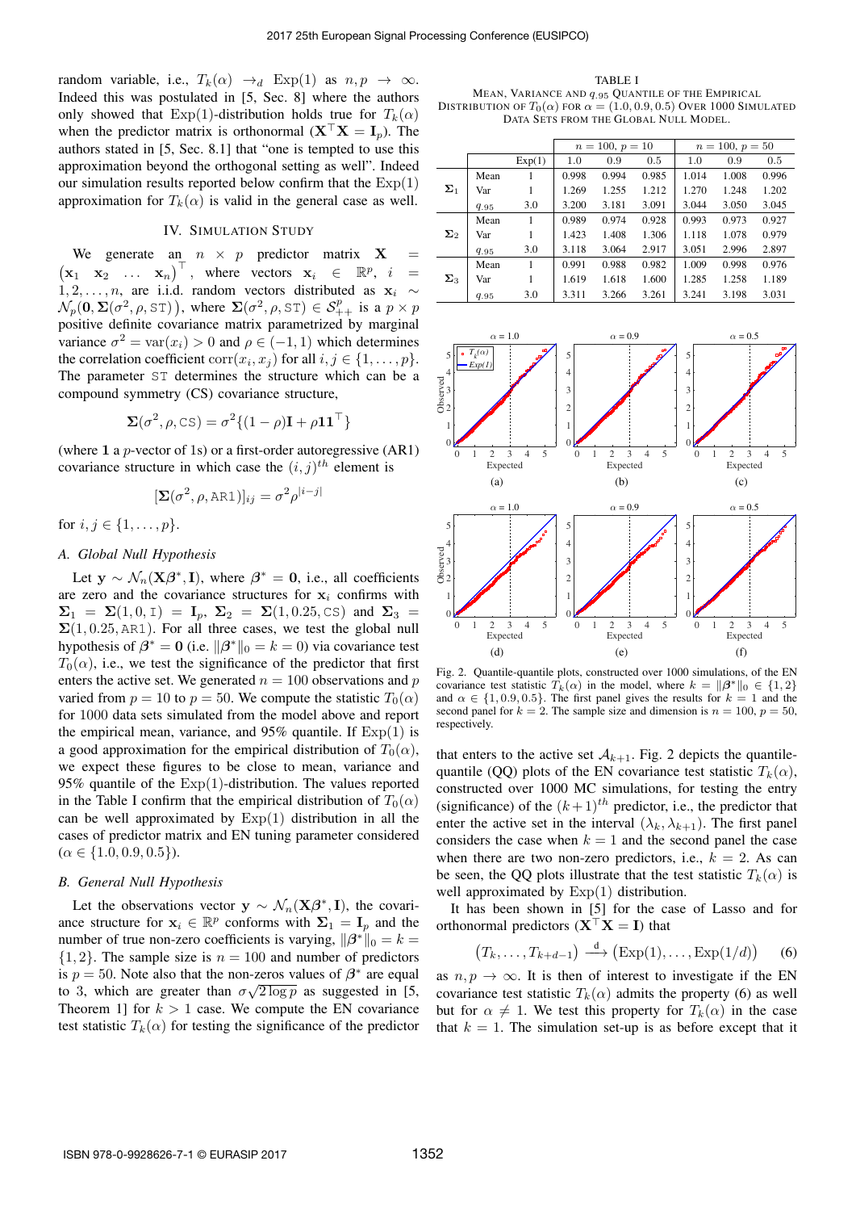random variable, i.e., $T_k(\alpha) \to_d \text{Exp}(1)$ as $n, p \to \infty$. Indeed this was postulated in [5, Sec. 8] where the authors only showed that Exp(1)-distribution holds true for $T_k(\alpha)$ when the predictor matrix is orthonormal ($\mathbf{X}^\top \mathbf{X} = \mathbf{I}_p$). The authors stated in [5, Sec. 8.1] that "one is tempted to use this approximation beyond the orthogonal setting as well". Indeed our simulation results reported below confirm that the Exp(1) approximation for $T_k(\alpha)$ is valid in the general case as well.

## IV. Simulation Study

We generate an $n \times p$ predictor matrix $\mathbf{X} = \begin{pmatrix} \mathbf{x}_1 & \mathbf{x}_2 & \dots & \mathbf{x}_n \end{pmatrix}^\top$, where vectors $\mathbf{x}_i \in \mathbb{R}^p$, $i = 1, 2, \dots, n$, are i.i.d. random vectors distributed as $\mathbf{x}_i \sim \mathcal{N}_p(\mathbf{0}, \boldsymbol{\Sigma}(\sigma^2, \rho, \texttt{ST}))$, where $\boldsymbol{\Sigma}(\sigma^2, \rho, \texttt{ST}) \in \mathcal{S}^p_{++}$ is a $p \times p$ positive definite covariance matrix parametrized by marginal variance $\sigma^2 = \text{var}(x_i) > 0$ and $\rho \in (-1, 1)$ which determines the correlation coefficient $\text{corr}(x_i, x_j)$ for all $i, j \in \{1, \dots, p\}$. The parameter ST determines the structure which can be a compound symmetry (CS) covariance structure,

$$\boldsymbol{\Sigma}(\sigma^2, \rho, \texttt{CS}) = \sigma^2\{(1 - \rho)\mathbf{I} + \rho \mathbf{1}\mathbf{1}^\top\}$$

(where $\mathbf{1}$ a $p$-vector of 1s) or a first-order autoregressive (AR1) covariance structure in which case the $(i, j)^{th}$ element is

$$[\boldsymbol{\Sigma}(\sigma^2, \rho, \texttt{AR1})]_{ij} = \sigma^2 \rho^{|i-j|}$$

for $i, j \in \{1, \dots, p\}$.

### A. Global Null Hypothesis

Let $\mathbf{y} \sim \mathcal{N}_n(\mathbf{X}\boldsymbol{\beta}^*, \mathbf{I})$, where $\boldsymbol{\beta}^* = \mathbf{0}$, i.e., all coefficients are zero and the covariance structures for $\mathbf{x}_i$ confirms with $\boldsymbol{\Sigma}_1 = \boldsymbol{\Sigma}(1, 0, \texttt{I}) = \mathbf{I}_p$, $\boldsymbol{\Sigma}_2 = \boldsymbol{\Sigma}(1, 0.25, \texttt{CS})$ and $\boldsymbol{\Sigma}_3 = \boldsymbol{\Sigma}(1, 0.25, \texttt{AR1})$. For all three cases, we test the global null hypothesis of $\boldsymbol{\beta}^* = \mathbf{0}$ (i.e. $\|\boldsymbol{\beta}^*\|_0 = k = 0$) via covariance test $T_0(\alpha)$, i.e., we test the significance of the predictor that first enters the active set. We generated $n = 100$ observations and $p$ varied from $p = 10$ to $p = 50$. We compute the statistic $T_0(\alpha)$ for 1000 data sets simulated from the model above and report the empirical mean, variance, and 95% quantile. If Exp(1) is a good approximation for the empirical distribution of $T_0(\alpha)$, we expect these figures to be close to mean, variance and 95% quantile of the Exp(1)-distribution. The values reported in the Table I confirm that the empirical distribution of $T_0(\alpha)$ can be well approximated by Exp(1) distribution in all the cases of predictor matrix and EN tuning parameter considered ($\alpha \in \{1.0, 0.9, 0.5\}$).

### B. General Null Hypothesis

Let the observations vector $\mathbf{y} \sim \mathcal{N}_n(\mathbf{X}\boldsymbol{\beta}^*, \mathbf{I})$, the covariance structure for $\mathbf{x}_i \in \mathbb{R}^p$ conforms with $\boldsymbol{\Sigma}_1 = \mathbf{I}_p$ and the number of true non-zero coefficients is varying, $\|\boldsymbol{\beta}^*\|_0 = k = \{1, 2\}$. The sample size is $n = 100$ and number of predictors is $p = 50$. Note also that the non-zeros values of $\boldsymbol{\beta}^*$ are equal to 3, which are greater than $\sigma\sqrt{2 \log p}$ as suggested in [5, Theorem 1] for $k > 1$ case. We compute the EN covariance test statistic $T_k(\alpha)$ for testing the significance of the predictor that enters to the active set $\mathcal{A}_{k+1}$. Fig. 2 depicts the quantile-quantile (QQ) plots of the EN covariance test statistic $T_k(\alpha)$, constructed over 1000 MC simulations, for testing the entry (significance) of the $(k+1)^{th}$ predictor, i.e., the predictor that enter the active set in the interval $(\lambda_k, \lambda_{k+1})$. The first panel considers the case when $k = 1$ and the second panel the case when there are two non-zero predictors, i.e., $k = 2$. As can be seen, the QQ plots illustrate that the test statistic $T_k(\alpha)$ is well approximated by Exp(1) distribution.

It has been shown in [5] for the case of Lasso and for orthonormal predictors ($\mathbf{X}^\top \mathbf{X} = \mathbf{I}$) that

$$\big(T_k, \dots, T_{k+d-1}\big) \xrightarrow{\text{d}} \big(\text{Exp}(1), \dots, \text{Exp}(1/d)\big) \quad (6)$$

as $n, p \to \infty$. It is then of interest to investigate if the EN covariance test statistic $T_k(\alpha)$ admits the property (6) as well but for $\alpha \neq 1$. We test this property for $T_k(\alpha)$ in the case that $k = 1$. The simulation set-up is as before except that it

TABLE I
Mean, Variance and $q_{.95}$ Quantile of the Empirical Distribution of $T_0(\alpha)$ for $\alpha = (1.0, 0.9, 0.5)$ over 1000 Simulated Data Sets from the Global Null Model.

| | | | $n=100,\ p=10$ | | | $n=100,\ p=50$ | | |
|---|---|---|---|---|---|---|---|---|
| | | Exp(1) | 1.0 | 0.9 | 0.5 | 1.0 | 0.9 | 0.5 |
| $\boldsymbol{\Sigma}_1$ | Mean | 1 | 0.998 | 0.994 | 0.985 | 1.014 | 1.008 | 0.996 |
| | Var | 1 | 1.269 | 1.255 | 1.212 | 1.270 | 1.248 | 1.202 |
| | $q_{.95}$ | 3.0 | 3.200 | 3.181 | 3.091 | 3.044 | 3.050 | 3.045 |
| $\boldsymbol{\Sigma}_2$ | Mean | 1 | 0.989 | 0.974 | 0.928 | 0.993 | 0.973 | 0.927 |
| | Var | 1 | 1.423 | 1.408 | 1.306 | 1.118 | 1.078 | 0.979 |
| | $q_{.95}$ | 3.0 | 3.118 | 3.064 | 2.917 | 3.051 | 2.996 | 2.897 |
| $\boldsymbol{\Sigma}_3$ | Mean | 1 | 0.991 | 0.988 | 0.982 | 1.009 | 0.998 | 0.976 |
| | Var | 1 | 1.619 | 1.618 | 1.600 | 1.285 | 1.258 | 1.189 |
| | $q_{.95}$ | 3.0 | 3.311 | 3.266 | 3.261 | 3.241 | 3.198 | 3.031 |

Fig. 2. Quantile-quantile plots, constructed over 1000 simulations, of the EN covariance test statistic $T_k(\alpha)$ in the model, where $k = \|\boldsymbol{\beta}^*\|_0 \in \{1, 2\}$ and $\alpha \in \{1, 0.9, 0.5\}$. The first panel gives the results for $k = 1$ and the second panel for $k = 2$. The sample size and dimension is $n = 100$, $p = 50$, respectively.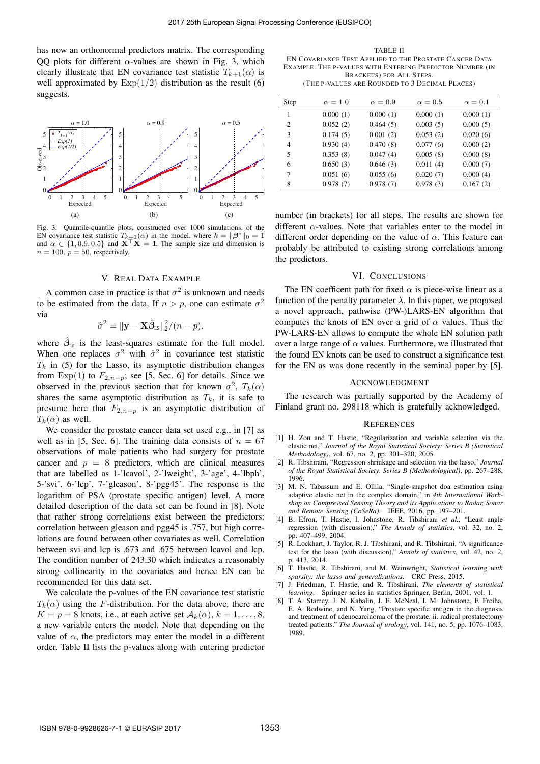has now an orthonormal predictors matrix. The corresponding QQ plots for different $\alpha$-values are shown in Fig. 3, which clearly illustrate that EN covariance test statistic $T_{k+1}(\alpha)$ is well approximated by $\text{Exp}(1/2)$ distribution as the result (6) suggests.

α = 1.0
α = 0.9
α = 0.5
$T_{k+1}(\alpha)$
Exp(1)
Exp(1/2)
Observed
Expected
(a)
(b)
(c)

Fig. 3. Quantile-quantile plots, constructed over 1000 simulations, of the EN covariance test statistic $T_{k+1}(\alpha)$ in the model, where $k = \|\boldsymbol{\beta}^*\|_0 = 1$ and $\alpha \in \{1, 0.9, 0.5\}$ and $\mathbf{X}^\top\mathbf{X} = \mathbf{I}$. The sample size and dimension is $n = 100$, $p = 50$, respectively.

## V. Real Data Example

A common case in practice is that $\sigma^2$ is unknown and needs to be estimated from the data. If $n > p$, one can estimate $\sigma^2$ via

$$\hat{\sigma}^2 = \|\mathbf{y} - \mathbf{X}\hat{\boldsymbol{\beta}}_{\text{LS}}\|_2^2/(n-p),$$

where $\hat{\boldsymbol{\beta}}_{\text{LS}}$ is the least-squares estimate for the full model. When one replaces $\sigma^2$ with $\hat{\sigma}^2$ in covariance test statistic $T_k$ in (5) for the Lasso, its asymptotic distribution changes from $\text{Exp}(1)$ to $F_{2,n-p}$; see [5, Sec. 6] for details. Since we observed in the previous section that for known $\sigma^2$, $T_k(\alpha)$ shares the same asymptotic distribution as $T_k$, it is safe to presume here that $F_{2,n-p}$ is an asymptotic distribution of $T_k(\alpha)$ as well.

We consider the prostate cancer data set used e.g., in [7] as well as in [5, Sec. 6]. The training data consists of $n = 67$ observations of male patients who had surgery for prostate cancer and $p = 8$ predictors, which are clinical measures that are labelled as 1-'lcavol', 2-'lweight', 3-'age', 4-'lbph', 5-'svi', 6-'lcp', 7-'gleason', 8-'pgg45'. The response is the logarithm of PSA (prostate specific antigen) level. A more detailed description of the data set can be found in [8]. Note that rather strong correlations exist between the predictors: correlation between gleason and pgg45 is .757, but high correlations are found between other covariates as well. Correlation between svi and lcp is .673 and .675 between lcavol and lcp. The condition number of 243.30 which indicates a reasonably strong collinearity in the covariates and hence EN can be recommended for this data set.

We calculate the p-values of the EN covariance test statistic $T_k(\alpha)$ using the $F$-distribution. For the data above, there are $K = p = 8$ knots, i.e., at each active set $\mathcal{A}_k(\alpha)$, $k = 1, \ldots, 8$, a new variable enters the model. Note that depending on the value of $\alpha$, the predictors may enter the model in a different order. Table II lists the p-values along with entering predictor number (in brackets) for all steps. The results are shown for different $\alpha$-values. Note that variables enter to the model in different order depending on the value of $\alpha$. This feature can probably be attributed to existing strong correlations among the predictors.

TABLE II
EN Covariance Test Applied to the Prostate Cancer Data Example. The p-values with Entering Predictor Number (in Brackets) for All Steps.
(The p-values are Rounded to 3 Decimal Places)

| Step | $\alpha = 1.0$ | $\alpha = 0.9$ | $\alpha = 0.5$ | $\alpha = 0.1$ |
|---|---|---|---|---|
| 1 | 0.000 (1) | 0.000 (1) | 0.000 (1) | 0.000 (1) |
| 2 | 0.052 (2) | 0.464 (5) | 0.003 (5) | 0.000 (5) |
| 3 | 0.174 (5) | 0.001 (2) | 0.053 (2) | 0.020 (6) |
| 4 | 0.930 (4) | 0.470 (8) | 0.077 (6) | 0.000 (2) |
| 5 | 0.353 (8) | 0.047 (4) | 0.005 (8) | 0.000 (8) |
| 6 | 0.650 (3) | 0.646 (3) | 0.011 (4) | 0.000 (7) |
| 7 | 0.051 (6) | 0.055 (6) | 0.020 (7) | 0.000 (4) |
| 8 | 0.978 (7) | 0.978 (7) | 0.978 (3) | 0.167 (2) |

## VI. Conclusions

The EN coefficent path for fixed $\alpha$ is piece-wise linear as a function of the penalty parameter $\lambda$. In this paper, we proposed a novel approach, pathwise (PW-)LARS-EN algorithm that computes the knots of EN over a grid of $\alpha$ values. Thus the PW-LARS-EN allows to compute the whole EN solution path over a large range of $\alpha$ values. Furthermore, we illustrated that the found EN knots can be used to construct a significance test for the EN as was done recently in the seminal paper by [5].

## Acknowledgment

The research was partially supported by the Academy of Finland grant no. 298118 which is gratefully acknowledged.

## References

[1] H. Zou and T. Hastie, "Regularization and variable selection via the elastic net," *Journal of the Royal Statistical Society: Series B (Statistical Methodology)*, vol. 67, no. 2, pp. 301–320, 2005.

[2] R. Tibshirani, "Regression shrinkage and selection via the lasso," *Journal of the Royal Statistical Society. Series B (Methodological)*, pp. 267–288, 1996.

[3] M. N. Tabassum and E. Ollila, "Single-snapshot doa estimation using adaptive elastic net in the complex domain," in *4th International Workshop on Compressed Sensing Theory and its Applications to Radar, Sonar and Remote Sensing (CoSeRa)*. IEEE, 2016, pp. 197–201.

[4] B. Efron, T. Hastie, I. Johnstone, R. Tibshirani *et al.*, "Least angle regression (with discussion)," *The Annals of statistics*, vol. 32, no. 2, pp. 407–499, 2004.

[5] R. Lockhart, J. Taylor, R. J. Tibshirani, and R. Tibshirani, "A significance test for the lasso (with discussion)," *Annals of statistics*, vol. 42, no. 2, p. 413, 2014.

[6] T. Hastie, R. Tibshirani, and M. Wainwright, *Statistical learning with sparsity: the lasso and generalizations*. CRC Press, 2015.

[7] J. Friedman, T. Hastie, and R. Tibshirani, *The elements of statistical learning*. Springer series in statistics Springer, Berlin, 2001, vol. 1.

[8] T. A. Stamey, J. N. Kabalin, J. E. McNeal, I. M. Johnstone, F. Freiha, E. A. Redwine, and N. Yang, "Prostate specific antigen in the diagnosis and treatment of adenocarcinoma of the prostate. ii. radical prostatectomy treated patients." *The Journal of urology*, vol. 141, no. 5, pp. 1076–1083, 1989.